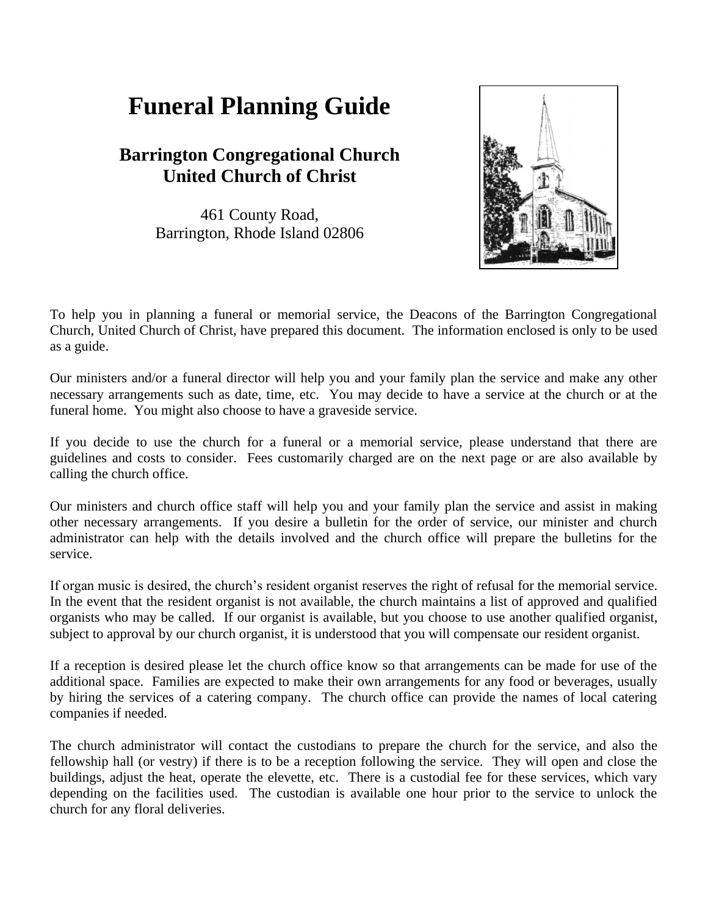# Funeral Planning Guide

## Barrington Congregational Church
## United Church of Christ

461 County Road,
Barrington, Rhode Island 02806

To help you in planning a funeral or memorial service, the Deacons of the Barrington Congregational Church, United Church of Christ, have prepared this document. The information enclosed is only to be used as a guide.

Our ministers and/or a funeral director will help you and your family plan the service and make any other necessary arrangements such as date, time, etc. You may decide to have a service at the church or at the funeral home. You might also choose to have a graveside service.

If you decide to use the church for a funeral or a memorial service, please understand that there are guidelines and costs to consider. Fees customarily charged are on the next page or are also available by calling the church office.

Our ministers and church office staff will help you and your family plan the service and assist in making other necessary arrangements. If you desire a bulletin for the order of service, our minister and church administrator can help with the details involved and the church office will prepare the bulletins for the service.

If organ music is desired, the church's resident organist reserves the right of refusal for the memorial service. In the event that the resident organist is not available, the church maintains a list of approved and qualified organists who may be called. If our organist is available, but you choose to use another qualified organist, subject to approval by our church organist, it is understood that you will compensate our resident organist.

If a reception is desired please let the church office know so that arrangements can be made for use of the additional space. Families are expected to make their own arrangements for any food or beverages, usually by hiring the services of a catering company. The church office can provide the names of local catering companies if needed.

The church administrator will contact the custodians to prepare the church for the service, and also the fellowship hall (or vestry) if there is to be a reception following the service. They will open and close the buildings, adjust the heat, operate the elevette, etc. There is a custodial fee for these services, which vary depending on the facilities used. The custodian is available one hour prior to the service to unlock the church for any floral deliveries.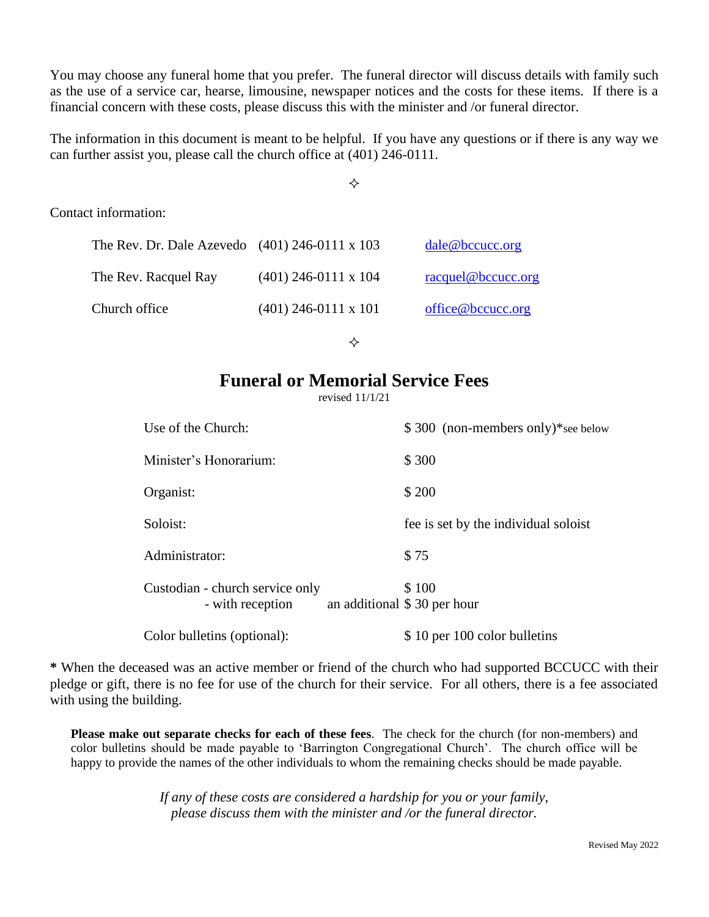You may choose any funeral home that you prefer. The funeral director will discuss details with family such as the use of a service car, hearse, limousine, newspaper notices and the costs for these items. If there is a financial concern with these costs, please discuss this with the minister and /or funeral director.

The information in this document is meant to be helpful. If you have any questions or if there is any way we can further assist you, please call the church office at (401) 246-0111.

✧

Contact information:

| | | |
|---|---|---|
| The Rev. Dr. Dale Azevedo | (401) 246-0111 x 103 | dale@bccucc.org |
| The Rev. Racquel Ray | (401) 246-0111 x 104 | racquel@bccucc.org |
| Church office | (401) 246-0111 x 101 | office@bccucc.org |

✧

## Funeral or Memorial Service Fees

revised 11/1/21

| | |
|---|---|
| Use of the Church: | $ 300 (non-members only)*see below |
| Minister's Honorarium: | $ 300 |
| Organist: | $ 200 |
| Soloist: | fee is set by the individual soloist |
| Administrator: | $ 75 |
| Custodian - church service only | $ 100 |
| - with reception | an additional $ 30 per hour |
| Color bulletins (optional): | $ 10 per 100 color bulletins |

**\*** When the deceased was an active member or friend of the church who had supported BCCUCC with their pledge or gift, there is no fee for use of the church for their service. For all others, there is a fee associated with using the building.

**Please make out separate checks for each of these fees**. The check for the church (for non-members) and color bulletins should be made payable to 'Barrington Congregational Church'. The church office will be happy to provide the names of the other individuals to whom the remaining checks should be made payable.

*If any of these costs are considered a hardship for you or your family, please discuss them with the minister and /or the funeral director.*

Revised May 2022